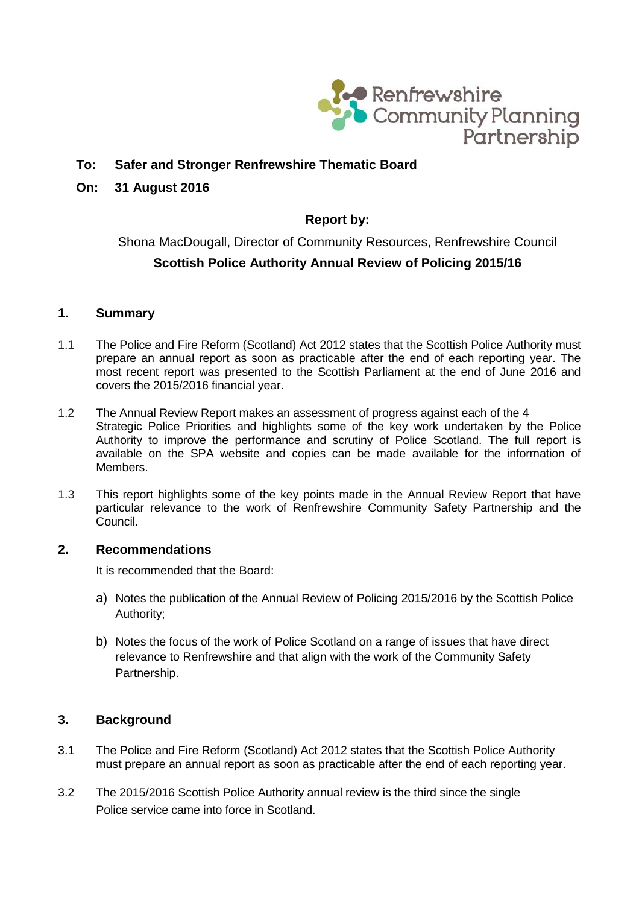Renfrewshire Community Planning Partnership

**To: Safer and Stronger Renfrewshire Thematic Board**

**On: 31 August 2016**

**Report by:**

Shona MacDougall, Director of Community Resources, Renfrewshire Council

**Scottish Police Authority Annual Review of Policing 2015/16**

## 1. Summary

1.1 The Police and Fire Reform (Scotland) Act 2012 states that the Scottish Police Authority must prepare an annual report as soon as practicable after the end of each reporting year. The most recent report was presented to the Scottish Parliament at the end of June 2016 and covers the 2015/2016 financial year.

1.2 The Annual Review Report makes an assessment of progress against each of the 4 Strategic Police Priorities and highlights some of the key work undertaken by the Police Authority to improve the performance and scrutiny of Police Scotland. The full report is available on the SPA website and copies can be made available for the information of Members.

1.3 This report highlights some of the key points made in the Annual Review Report that have particular relevance to the work of Renfrewshire Community Safety Partnership and the Council.

## 2. Recommendations

It is recommended that the Board:

a) Notes the publication of the Annual Review of Policing 2015/2016 by the Scottish Police Authority;

b) Notes the focus of the work of Police Scotland on a range of issues that have direct relevance to Renfrewshire and that align with the work of the Community Safety Partnership.

## 3. Background

3.1 The Police and Fire Reform (Scotland) Act 2012 states that the Scottish Police Authority must prepare an annual report as soon as practicable after the end of each reporting year.

3.2 The 2015/2016 Scottish Police Authority annual review is the third since the single Police service came into force in Scotland.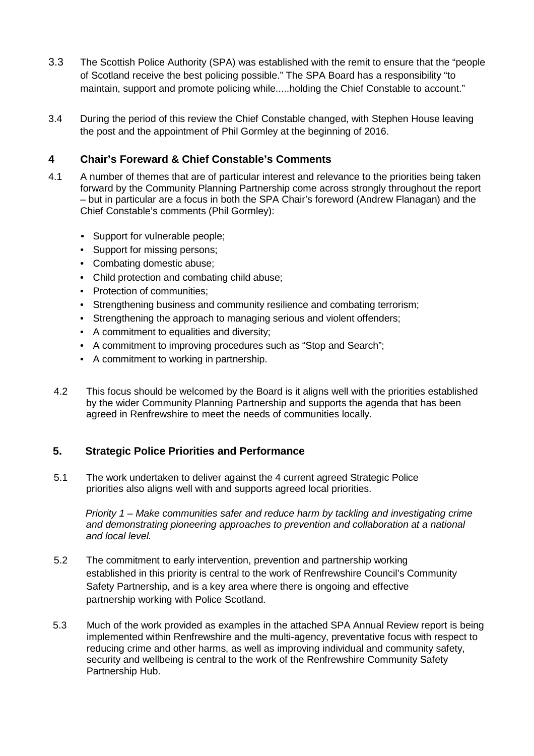3.3 The Scottish Police Authority (SPA) was established with the remit to ensure that the "people of Scotland receive the best policing possible." The SPA Board has a responsibility "to maintain, support and promote policing while.....holding the Chief Constable to account."

3.4 During the period of this review the Chief Constable changed, with Stephen House leaving the post and the appointment of Phil Gormley at the beginning of 2016.

## 4 Chair's Foreward & Chief Constable's Comments

4.1 A number of themes that are of particular interest and relevance to the priorities being taken forward by the Community Planning Partnership come across strongly throughout the report – but in particular are a focus in both the SPA Chair's foreword (Andrew Flanagan) and the Chief Constable's comments (Phil Gormley):

- Support for vulnerable people;
- Support for missing persons;
- Combating domestic abuse;
- Child protection and combating child abuse;
- Protection of communities;
- Strengthening business and community resilience and combating terrorism;
- Strengthening the approach to managing serious and violent offenders;
- A commitment to equalities and diversity;
- A commitment to improving procedures such as "Stop and Search";
- A commitment to working in partnership.

4.2 This focus should be welcomed by the Board is it aligns well with the priorities established by the wider Community Planning Partnership and supports the agenda that has been agreed in Renfrewshire to meet the needs of communities locally.

## 5. Strategic Police Priorities and Performance

5.1 The work undertaken to deliver against the 4 current agreed Strategic Police priorities also aligns well with and supports agreed local priorities.

*Priority 1 – Make communities safer and reduce harm by tackling and investigating crime and demonstrating pioneering approaches to prevention and collaboration at a national and local level.*

5.2 The commitment to early intervention, prevention and partnership working established in this priority is central to the work of Renfrewshire Council's Community Safety Partnership, and is a key area where there is ongoing and effective partnership working with Police Scotland.

5.3 Much of the work provided as examples in the attached SPA Annual Review report is being implemented within Renfrewshire and the multi-agency, preventative focus with respect to reducing crime and other harms, as well as improving individual and community safety, security and wellbeing is central to the work of the Renfrewshire Community Safety Partnership Hub.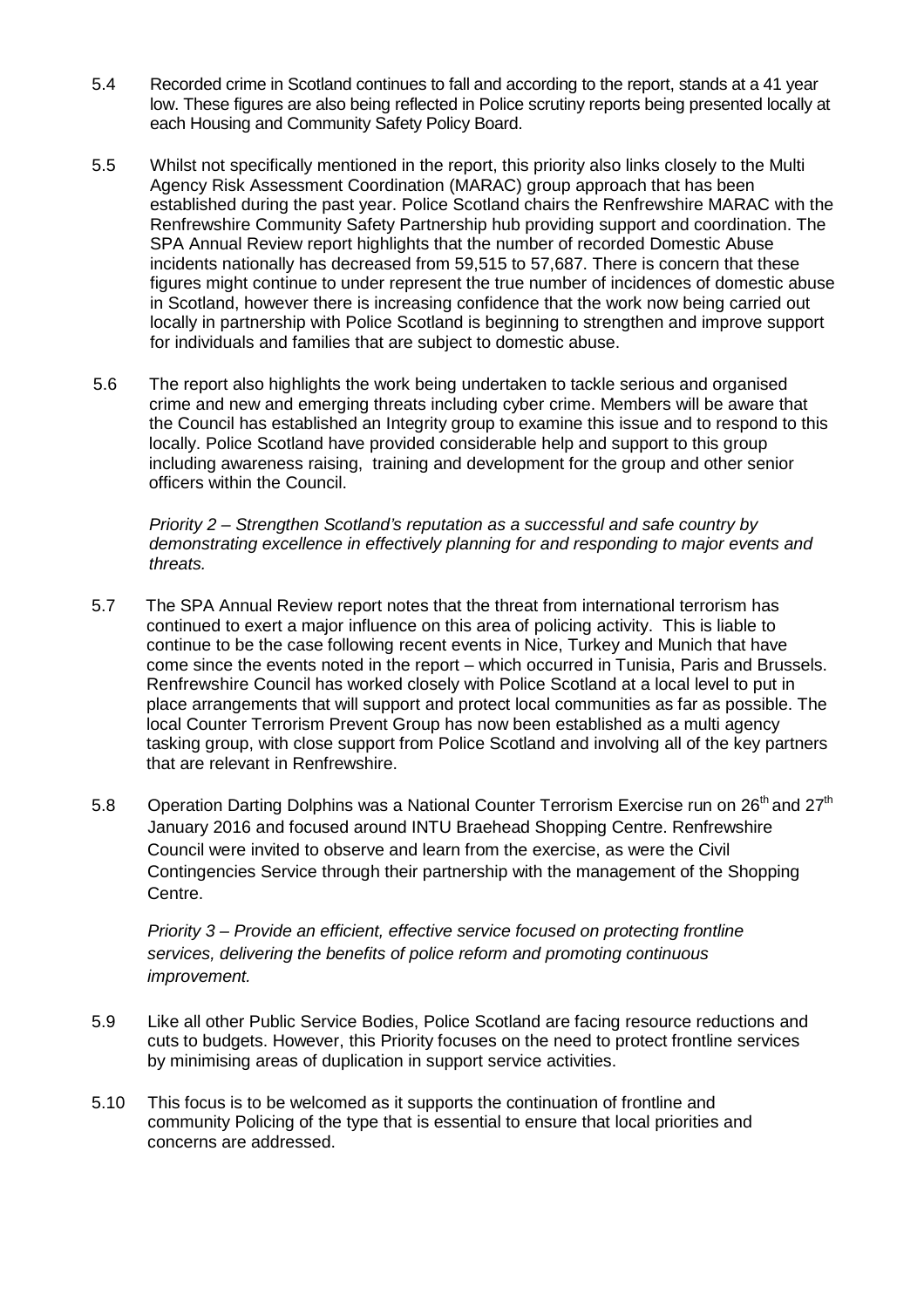5.4 Recorded crime in Scotland continues to fall and according to the report, stands at a 41 year low. These figures are also being reflected in Police scrutiny reports being presented locally at each Housing and Community Safety Policy Board.

5.5 Whilst not specifically mentioned in the report, this priority also links closely to the Multi Agency Risk Assessment Coordination (MARAC) group approach that has been established during the past year. Police Scotland chairs the Renfrewshire MARAC with the Renfrewshire Community Safety Partnership hub providing support and coordination. The SPA Annual Review report highlights that the number of recorded Domestic Abuse incidents nationally has decreased from 59,515 to 57,687. There is concern that these figures might continue to under represent the true number of incidences of domestic abuse in Scotland, however there is increasing confidence that the work now being carried out locally in partnership with Police Scotland is beginning to strengthen and improve support for individuals and families that are subject to domestic abuse.

5.6 The report also highlights the work being undertaken to tackle serious and organised crime and new and emerging threats including cyber crime. Members will be aware that the Council has established an Integrity group to examine this issue and to respond to this locally. Police Scotland have provided considerable help and support to this group including awareness raising, training and development for the group and other senior officers within the Council.

*Priority 2 – Strengthen Scotland's reputation as a successful and safe country by demonstrating excellence in effectively planning for and responding to major events and threats.*

5.7 The SPA Annual Review report notes that the threat from international terrorism has continued to exert a major influence on this area of policing activity. This is liable to continue to be the case following recent events in Nice, Turkey and Munich that have come since the events noted in the report – which occurred in Tunisia, Paris and Brussels. Renfrewshire Council has worked closely with Police Scotland at a local level to put in place arrangements that will support and protect local communities as far as possible. The local Counter Terrorism Prevent Group has now been established as a multi agency tasking group, with close support from Police Scotland and involving all of the key partners that are relevant in Renfrewshire.

5.8 Operation Darting Dolphins was a National Counter Terrorism Exercise run on 26th and 27th January 2016 and focused around INTU Braehead Shopping Centre. Renfrewshire Council were invited to observe and learn from the exercise, as were the Civil Contingencies Service through their partnership with the management of the Shopping Centre.

*Priority 3 – Provide an efficient, effective service focused on protecting frontline services, delivering the benefits of police reform and promoting continuous improvement.*

5.9 Like all other Public Service Bodies, Police Scotland are facing resource reductions and cuts to budgets. However, this Priority focuses on the need to protect frontline services by minimising areas of duplication in support service activities.

5.10 This focus is to be welcomed as it supports the continuation of frontline and community Policing of the type that is essential to ensure that local priorities and concerns are addressed.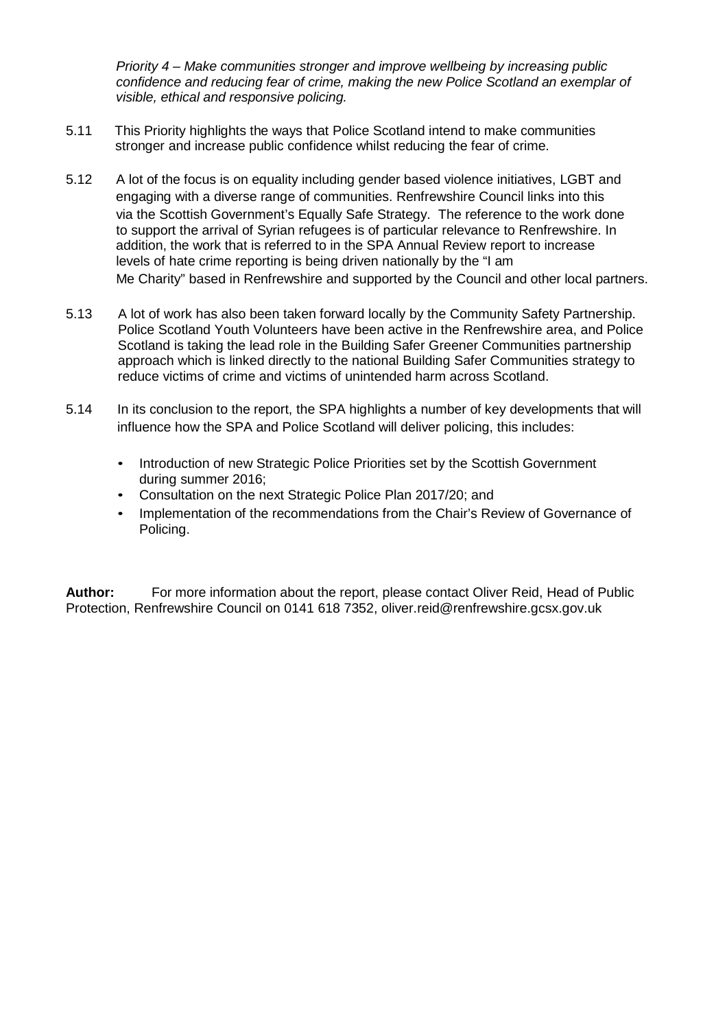*Priority 4 – Make communities stronger and improve wellbeing by increasing public confidence and reducing fear of crime, making the new Police Scotland an exemplar of visible, ethical and responsive policing.*

5.11 This Priority highlights the ways that Police Scotland intend to make communities stronger and increase public confidence whilst reducing the fear of crime.

5.12 A lot of the focus is on equality including gender based violence initiatives, LGBT and engaging with a diverse range of communities. Renfrewshire Council links into this via the Scottish Government's Equally Safe Strategy. The reference to the work done to support the arrival of Syrian refugees is of particular relevance to Renfrewshire. In addition, the work that is referred to in the SPA Annual Review report to increase levels of hate crime reporting is being driven nationally by the "I am Me Charity" based in Renfrewshire and supported by the Council and other local partners.

5.13 A lot of work has also been taken forward locally by the Community Safety Partnership. Police Scotland Youth Volunteers have been active in the Renfrewshire area, and Police Scotland is taking the lead role in the Building Safer Greener Communities partnership approach which is linked directly to the national Building Safer Communities strategy to reduce victims of crime and victims of unintended harm across Scotland.

5.14 In its conclusion to the report, the SPA highlights a number of key developments that will influence how the SPA and Police Scotland will deliver policing, this includes:

- Introduction of new Strategic Police Priorities set by the Scottish Government during summer 2016;
- Consultation on the next Strategic Police Plan 2017/20; and
- Implementation of the recommendations from the Chair's Review of Governance of Policing.

**Author:** For more information about the report, please contact Oliver Reid, Head of Public Protection, Renfrewshire Council on 0141 618 7352, oliver.reid@renfrewshire.gcsx.gov.uk